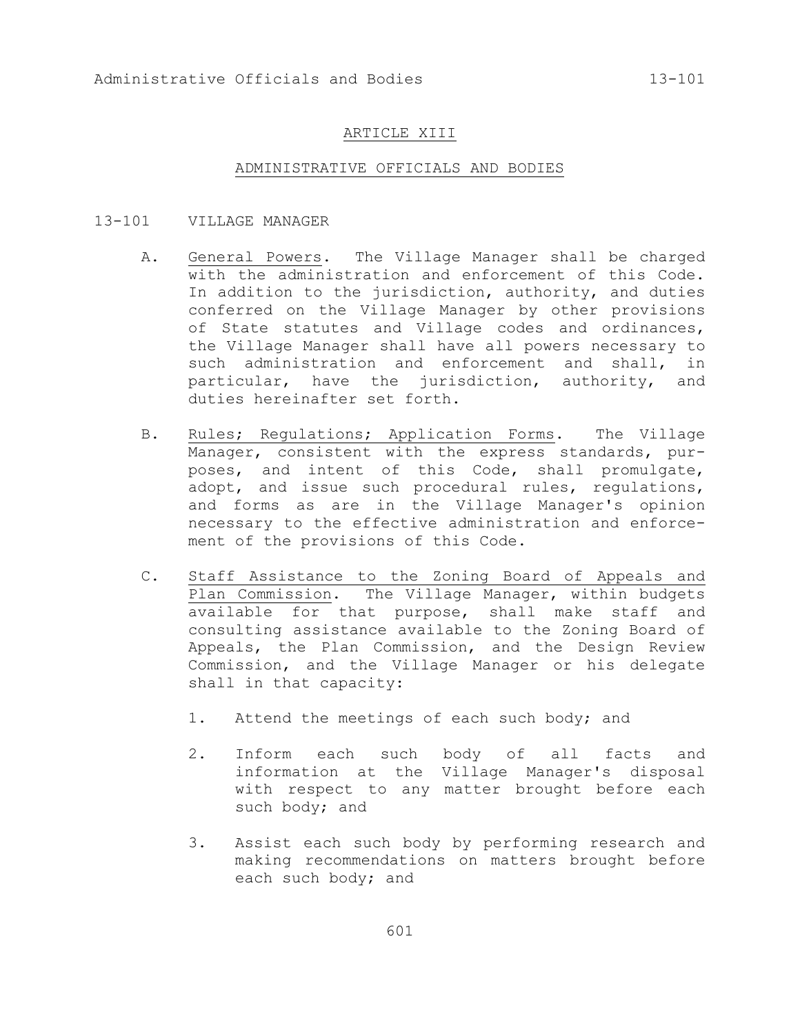# ARTICLE XIII

## ADMINISTRATIVE OFFICIALS AND BODIES

### 13-101 VILLAGE MANAGER

A. General Powers. The Village Manager shall be charged with the administration and enforcement of this Code. In addition to the jurisdiction, authority, and duties conferred on the Village Manager by other provisions of State statutes and Village codes and ordinances, the Village Manager shall have all powers necessary to such administration and enforcement and shall, in particular, have the jurisdiction, authority, and duties hereinafter set forth.

B. Rules; Regulations; Application Forms. The Village Manager, consistent with the express standards, purposes, and intent of this Code, shall promulgate, adopt, and issue such procedural rules, regulations, and forms as are in the Village Manager's opinion necessary to the effective administration and enforcement of the provisions of this Code.

C. Staff Assistance to the Zoning Board of Appeals and Plan Commission. The Village Manager, within budgets available for that purpose, shall make staff and consulting assistance available to the Zoning Board of Appeals, the Plan Commission, and the Design Review Commission, and the Village Manager or his delegate shall in that capacity:

1. Attend the meetings of each such body; and

2. Inform each such body of all facts and information at the Village Manager's disposal with respect to any matter brought before each such body; and

3. Assist each such body by performing research and making recommendations on matters brought before each such body; and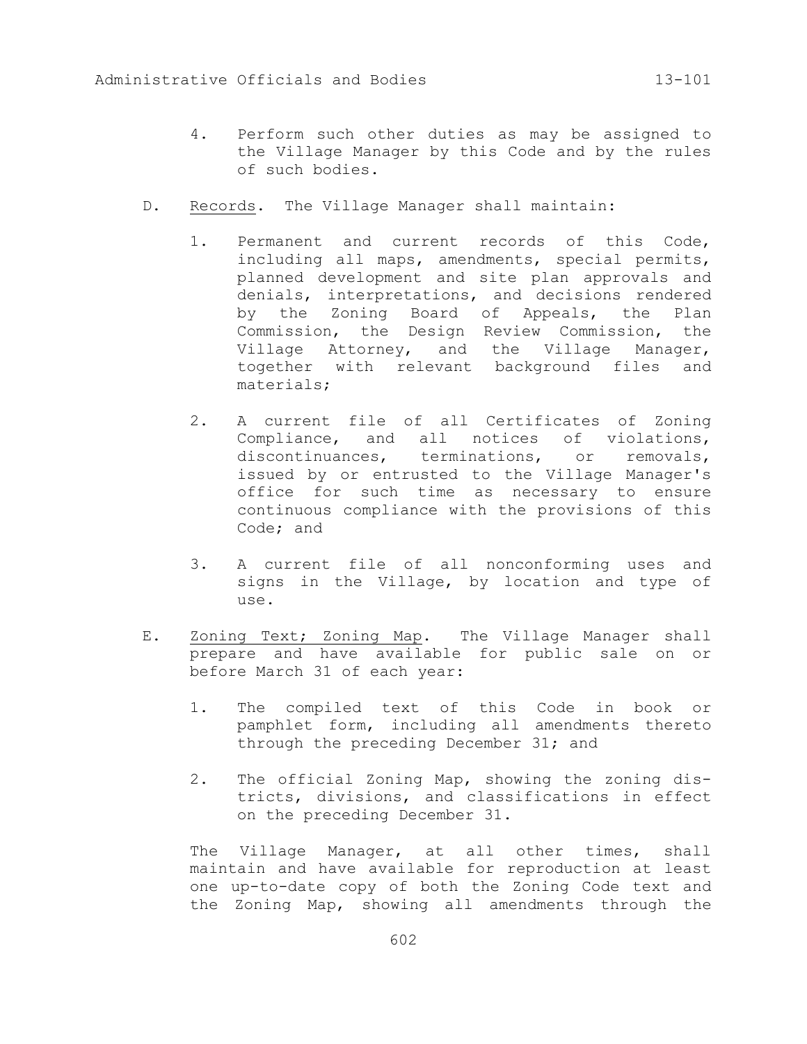4. Perform such other duties as may be assigned to the Village Manager by this Code and by the rules of such bodies.

D. Records. The Village Manager shall maintain:

   1. Permanent and current records of this Code, including all maps, amendments, special permits, planned development and site plan approvals and denials, interpretations, and decisions rendered by the Zoning Board of Appeals, the Plan Commission, the Design Review Commission, the Village Attorney, and the Village Manager, together with relevant background files and materials;

   2. A current file of all Certificates of Zoning Compliance, and all notices of violations, discontinuances, terminations, or removals, issued by or entrusted to the Village Manager's office for such time as necessary to ensure continuous compliance with the provisions of this Code; and

   3. A current file of all nonconforming uses and signs in the Village, by location and type of use.

E. Zoning Text; Zoning Map. The Village Manager shall prepare and have available for public sale on or before March 31 of each year:

   1. The compiled text of this Code in book or pamphlet form, including all amendments thereto through the preceding December 31; and

   2. The official Zoning Map, showing the zoning districts, divisions, and classifications in effect on the preceding December 31.

   The Village Manager, at all other times, shall maintain and have available for reproduction at least one up-to-date copy of both the Zoning Code text and the Zoning Map, showing all amendments through the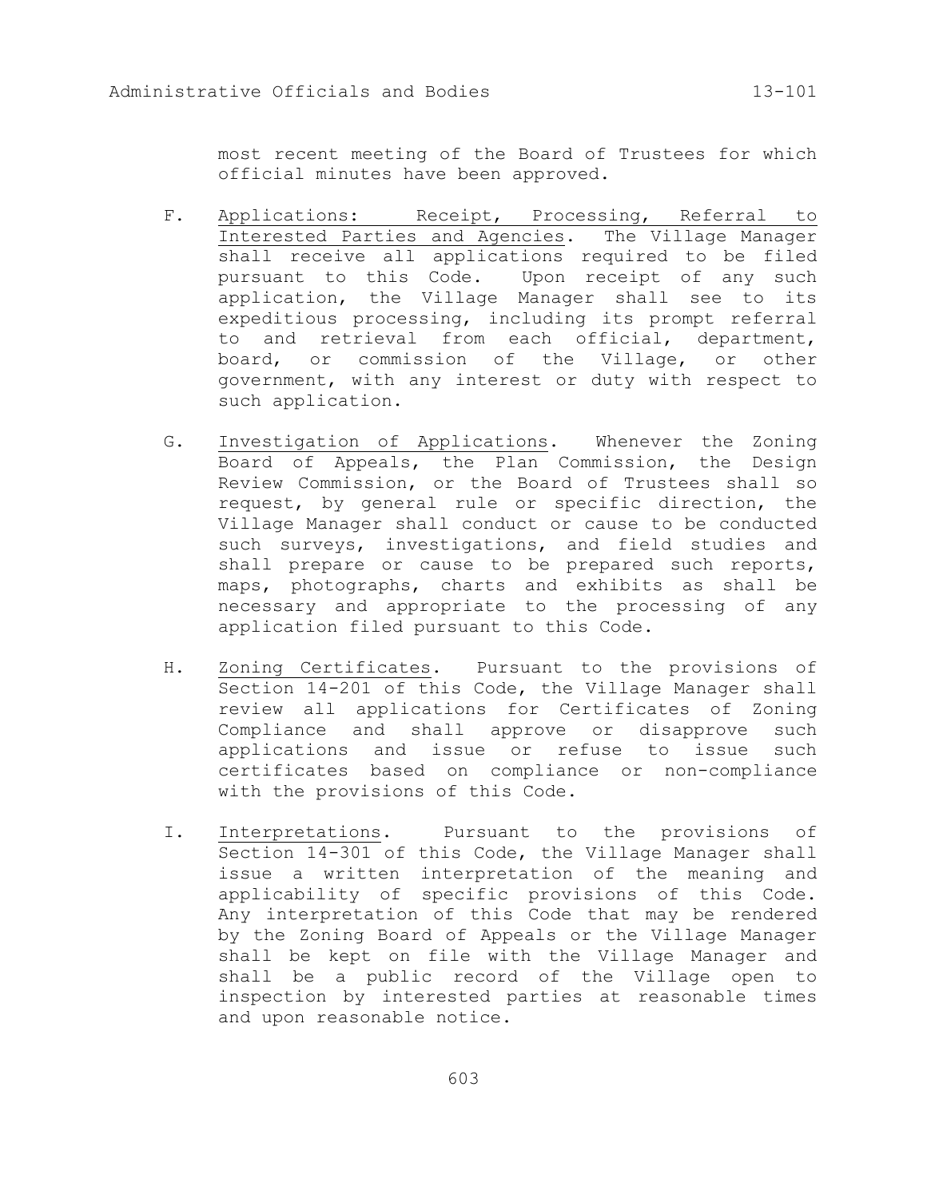most recent meeting of the Board of Trustees for which official minutes have been approved.

F. Applications: Receipt, Processing, Referral to Interested Parties and Agencies. The Village Manager shall receive all applications required to be filed pursuant to this Code. Upon receipt of any such application, the Village Manager shall see to its expeditious processing, including its prompt referral to and retrieval from each official, department, board, or commission of the Village, or other government, with any interest or duty with respect to such application.

G. Investigation of Applications. Whenever the Zoning Board of Appeals, the Plan Commission, the Design Review Commission, or the Board of Trustees shall so request, by general rule or specific direction, the Village Manager shall conduct or cause to be conducted such surveys, investigations, and field studies and shall prepare or cause to be prepared such reports, maps, photographs, charts and exhibits as shall be necessary and appropriate to the processing of any application filed pursuant to this Code.

H. Zoning Certificates. Pursuant to the provisions of Section 14-201 of this Code, the Village Manager shall review all applications for Certificates of Zoning Compliance and shall approve or disapprove such applications and issue or refuse to issue such certificates based on compliance or non-compliance with the provisions of this Code.

I. Interpretations. Pursuant to the provisions of Section 14-301 of this Code, the Village Manager shall issue a written interpretation of the meaning and applicability of specific provisions of this Code. Any interpretation of this Code that may be rendered by the Zoning Board of Appeals or the Village Manager shall be kept on file with the Village Manager and shall be a public record of the Village open to inspection by interested parties at reasonable times and upon reasonable notice.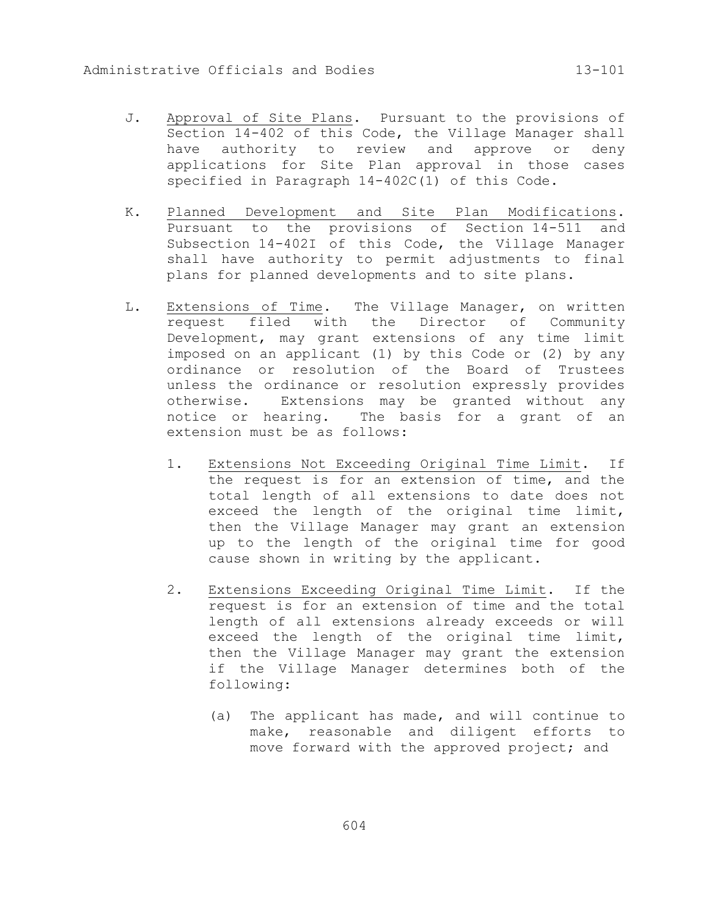J. Approval of Site Plans. Pursuant to the provisions of Section 14-402 of this Code, the Village Manager shall have authority to review and approve or deny applications for Site Plan approval in those cases specified in Paragraph 14-402C(1) of this Code.

K. Planned Development and Site Plan Modifications. Pursuant to the provisions of Section 14-511 and Subsection 14-402I of this Code, the Village Manager shall have authority to permit adjustments to final plans for planned developments and to site plans.

L. Extensions of Time. The Village Manager, on written request filed with the Director of Community Development, may grant extensions of any time limit imposed on an applicant (1) by this Code or (2) by any ordinance or resolution of the Board of Trustees unless the ordinance or resolution expressly provides otherwise. Extensions may be granted without any notice or hearing. The basis for a grant of an extension must be as follows:

   1. Extensions Not Exceeding Original Time Limit. If the request is for an extension of time, and the total length of all extensions to date does not exceed the length of the original time limit, then the Village Manager may grant an extension up to the length of the original time for good cause shown in writing by the applicant.

   2. Extensions Exceeding Original Time Limit. If the request is for an extension of time and the total length of all extensions already exceeds or will exceed the length of the original time limit, then the Village Manager may grant the extension if the Village Manager determines both of the following:

      (a) The applicant has made, and will continue to make, reasonable and diligent efforts to move forward with the approved project; and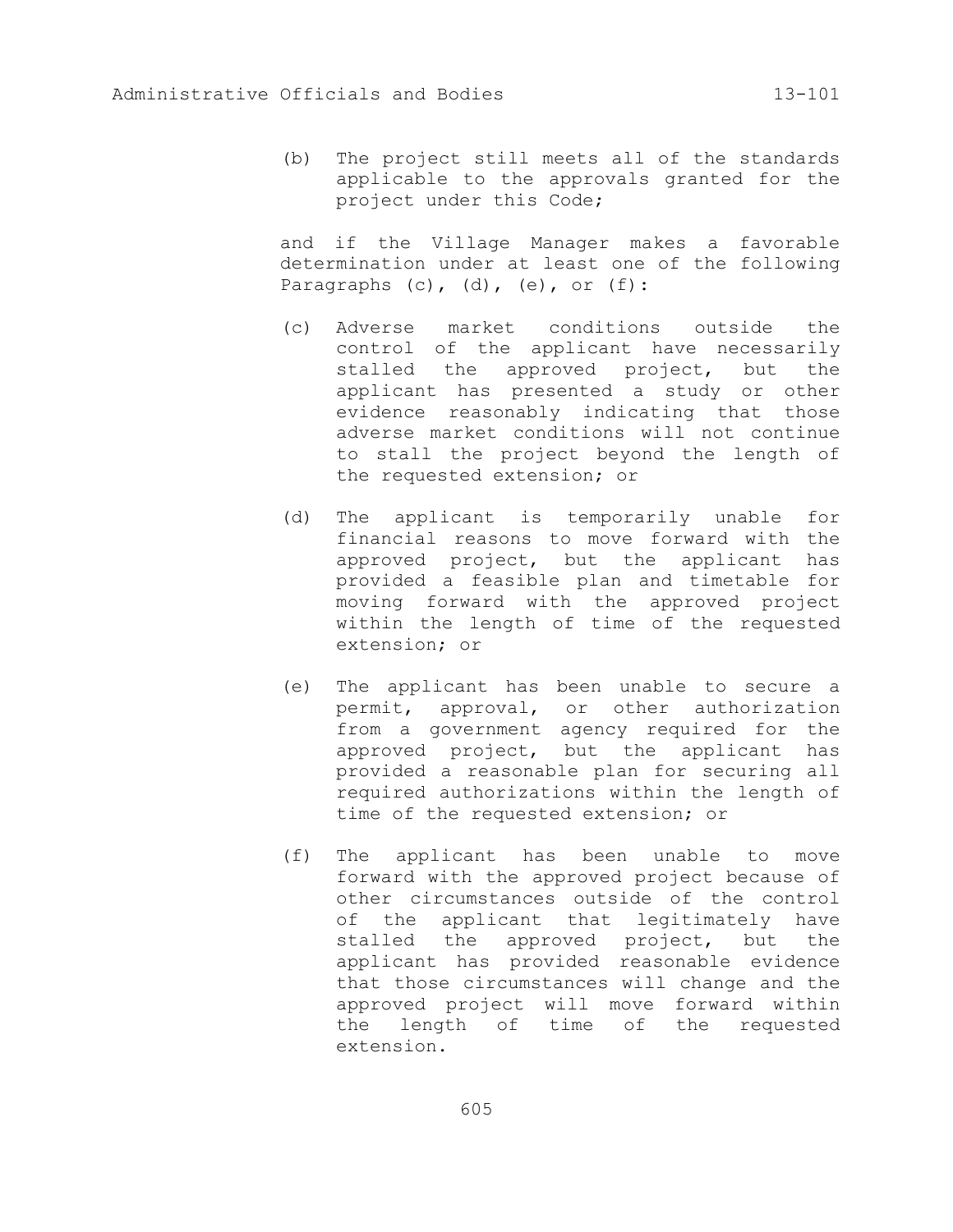(b) The project still meets all of the standards applicable to the approvals granted for the project under this Code;

and if the Village Manager makes a favorable determination under at least one of the following Paragraphs (c), (d), (e), or (f):

(c) Adverse market conditions outside the control of the applicant have necessarily stalled the approved project, but the applicant has presented a study or other evidence reasonably indicating that those adverse market conditions will not continue to stall the project beyond the length of the requested extension; or

(d) The applicant is temporarily unable for financial reasons to move forward with the approved project, but the applicant has provided a feasible plan and timetable for moving forward with the approved project within the length of time of the requested extension; or

(e) The applicant has been unable to secure a permit, approval, or other authorization from a government agency required for the approved project, but the applicant has provided a reasonable plan for securing all required authorizations within the length of time of the requested extension; or

(f) The applicant has been unable to move forward with the approved project because of other circumstances outside of the control of the applicant that legitimately have stalled the approved project, but the applicant has provided reasonable evidence that those circumstances will change and the approved project will move forward within the length of time of the requested extension.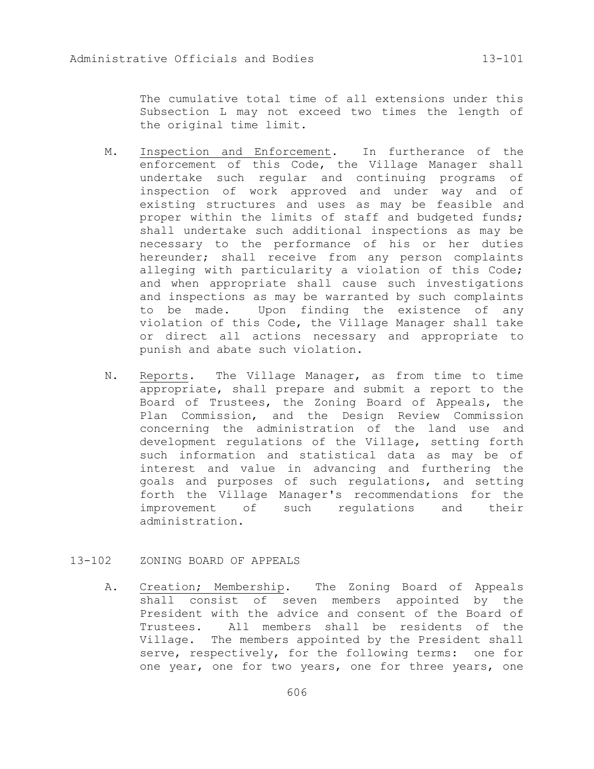The cumulative total time of all extensions under this Subsection L may not exceed two times the length of the original time limit.

M. Inspection and Enforcement. In furtherance of the enforcement of this Code, the Village Manager shall undertake such regular and continuing programs of inspection of work approved and under way and of existing structures and uses as may be feasible and proper within the limits of staff and budgeted funds; shall undertake such additional inspections as may be necessary to the performance of his or her duties hereunder; shall receive from any person complaints alleging with particularity a violation of this Code; and when appropriate shall cause such investigations and inspections as may be warranted by such complaints to be made. Upon finding the existence of any violation of this Code, the Village Manager shall take or direct all actions necessary and appropriate to punish and abate such violation.

N. Reports. The Village Manager, as from time to time appropriate, shall prepare and submit a report to the Board of Trustees, the Zoning Board of Appeals, the Plan Commission, and the Design Review Commission concerning the administration of the land use and development regulations of the Village, setting forth such information and statistical data as may be of interest and value in advancing and furthering the goals and purposes of such regulations, and setting forth the Village Manager's recommendations for the improvement of such regulations and their administration.

## 13-102 ZONING BOARD OF APPEALS

A. Creation; Membership. The Zoning Board of Appeals shall consist of seven members appointed by the President with the advice and consent of the Board of Trustees. All members shall be residents of the Village. The members appointed by the President shall serve, respectively, for the following terms: one for one year, one for two years, one for three years, one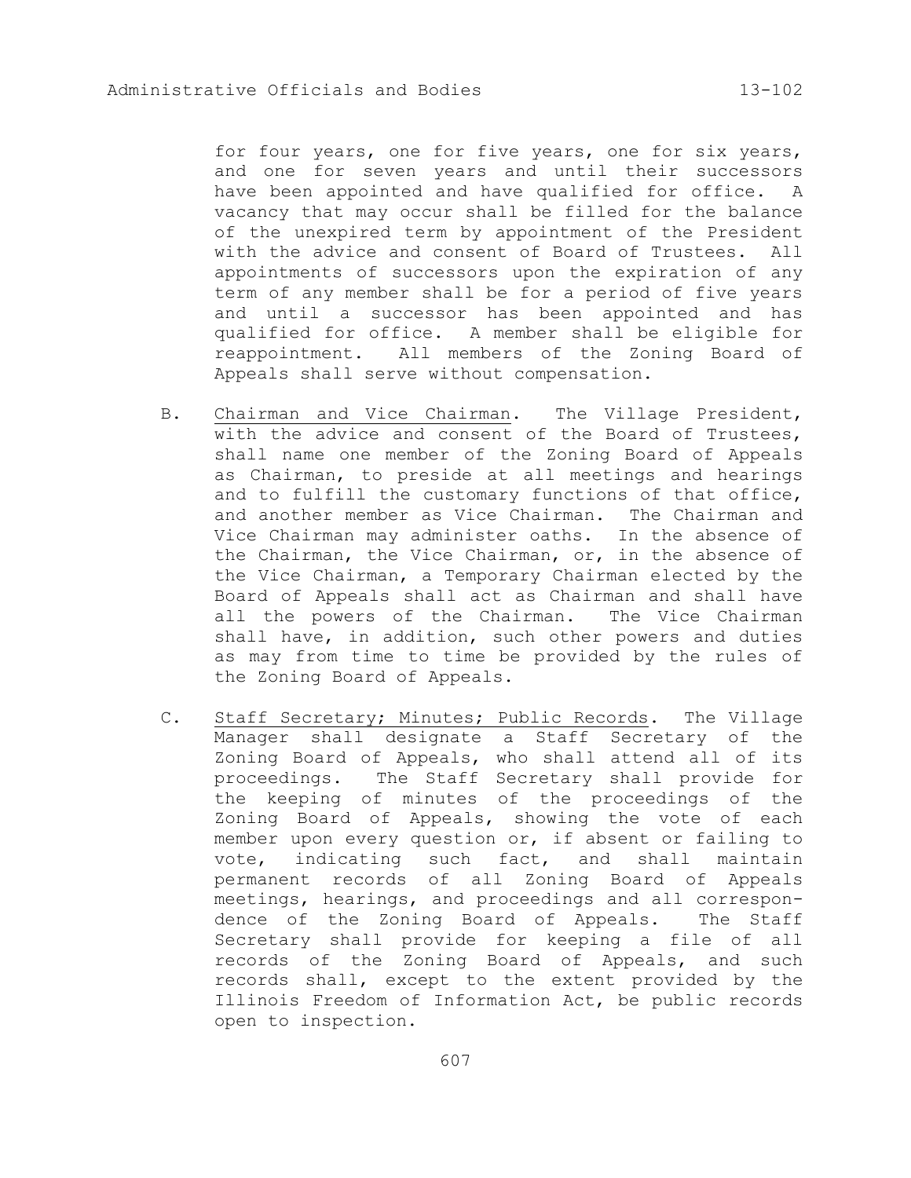for four years, one for five years, one for six years, and one for seven years and until their successors have been appointed and have qualified for office. A vacancy that may occur shall be filled for the balance of the unexpired term by appointment of the President with the advice and consent of Board of Trustees. All appointments of successors upon the expiration of any term of any member shall be for a period of five years and until a successor has been appointed and has qualified for office. A member shall be eligible for reappointment. All members of the Zoning Board of Appeals shall serve without compensation.

B. Chairman and Vice Chairman. The Village President, with the advice and consent of the Board of Trustees, shall name one member of the Zoning Board of Appeals as Chairman, to preside at all meetings and hearings and to fulfill the customary functions of that office, and another member as Vice Chairman. The Chairman and Vice Chairman may administer oaths. In the absence of the Chairman, the Vice Chairman, or, in the absence of the Vice Chairman, a Temporary Chairman elected by the Board of Appeals shall act as Chairman and shall have all the powers of the Chairman. The Vice Chairman shall have, in addition, such other powers and duties as may from time to time be provided by the rules of the Zoning Board of Appeals.

C. Staff Secretary; Minutes; Public Records. The Village Manager shall designate a Staff Secretary of the Zoning Board of Appeals, who shall attend all of its proceedings. The Staff Secretary shall provide for the keeping of minutes of the proceedings of the Zoning Board of Appeals, showing the vote of each member upon every question or, if absent or failing to vote, indicating such fact, and shall maintain permanent records of all Zoning Board of Appeals meetings, hearings, and proceedings and all correspondence of the Zoning Board of Appeals. The Staff Secretary shall provide for keeping a file of all records of the Zoning Board of Appeals, and such records shall, except to the extent provided by the Illinois Freedom of Information Act, be public records open to inspection.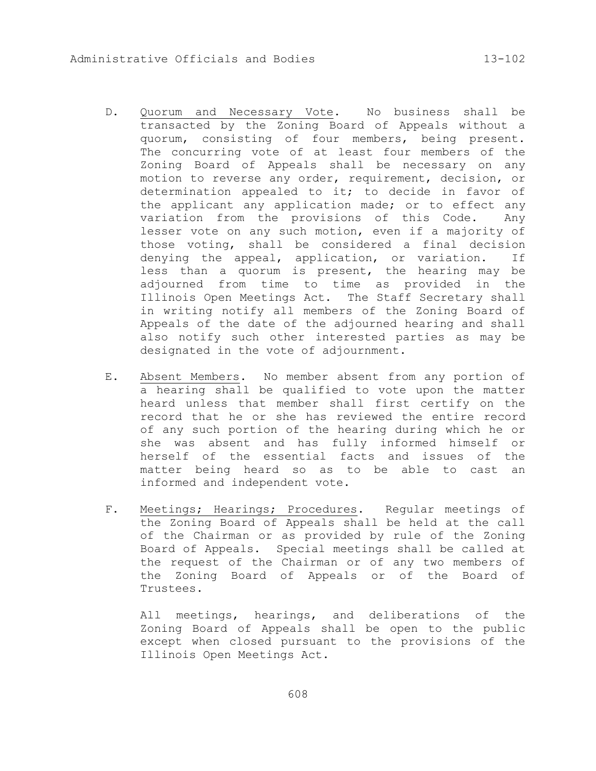D. Quorum and Necessary Vote. No business shall be transacted by the Zoning Board of Appeals without a quorum, consisting of four members, being present. The concurring vote of at least four members of the Zoning Board of Appeals shall be necessary on any motion to reverse any order, requirement, decision, or determination appealed to it; to decide in favor of the applicant any application made; or to effect any variation from the provisions of this Code. Any lesser vote on any such motion, even if a majority of those voting, shall be considered a final decision denying the appeal, application, or variation. If less than a quorum is present, the hearing may be adjourned from time to time as provided in the Illinois Open Meetings Act. The Staff Secretary shall in writing notify all members of the Zoning Board of Appeals of the date of the adjourned hearing and shall also notify such other interested parties as may be designated in the vote of adjournment.

E. Absent Members. No member absent from any portion of a hearing shall be qualified to vote upon the matter heard unless that member shall first certify on the record that he or she has reviewed the entire record of any such portion of the hearing during which he or she was absent and has fully informed himself or herself of the essential facts and issues of the matter being heard so as to be able to cast an informed and independent vote.

F. Meetings; Hearings; Procedures. Regular meetings of the Zoning Board of Appeals shall be held at the call of the Chairman or as provided by rule of the Zoning Board of Appeals. Special meetings shall be called at the request of the Chairman or of any two members of the Zoning Board of Appeals or of the Board of Trustees.

All meetings, hearings, and deliberations of the Zoning Board of Appeals shall be open to the public except when closed pursuant to the provisions of the Illinois Open Meetings Act.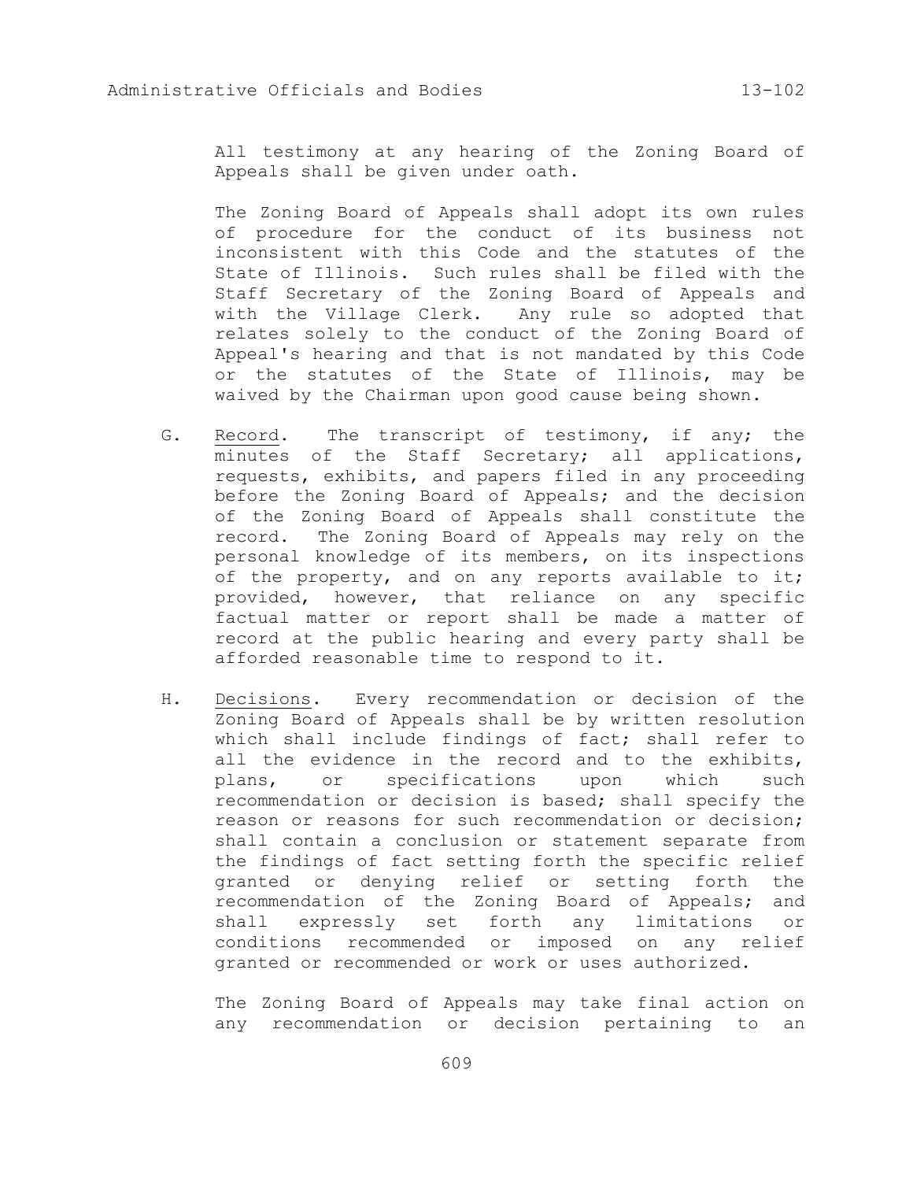All testimony at any hearing of the Zoning Board of Appeals shall be given under oath.

The Zoning Board of Appeals shall adopt its own rules of procedure for the conduct of its business not inconsistent with this Code and the statutes of the State of Illinois. Such rules shall be filed with the Staff Secretary of the Zoning Board of Appeals and with the Village Clerk. Any rule so adopted that relates solely to the conduct of the Zoning Board of Appeal's hearing and that is not mandated by this Code or the statutes of the State of Illinois, may be waived by the Chairman upon good cause being shown.

G. Record. The transcript of testimony, if any; the minutes of the Staff Secretary; all applications, requests, exhibits, and papers filed in any proceeding before the Zoning Board of Appeals; and the decision of the Zoning Board of Appeals shall constitute the record. The Zoning Board of Appeals may rely on the personal knowledge of its members, on its inspections of the property, and on any reports available to it; provided, however, that reliance on any specific factual matter or report shall be made a matter of record at the public hearing and every party shall be afforded reasonable time to respond to it.

H. Decisions. Every recommendation or decision of the Zoning Board of Appeals shall be by written resolution which shall include findings of fact; shall refer to all the evidence in the record and to the exhibits, plans, or specifications upon which such recommendation or decision is based; shall specify the reason or reasons for such recommendation or decision; shall contain a conclusion or statement separate from the findings of fact setting forth the specific relief granted or denying relief or setting forth the recommendation of the Zoning Board of Appeals; and shall expressly set forth any limitations or conditions recommended or imposed on any relief granted or recommended or work or uses authorized.

The Zoning Board of Appeals may take final action on any recommendation or decision pertaining to an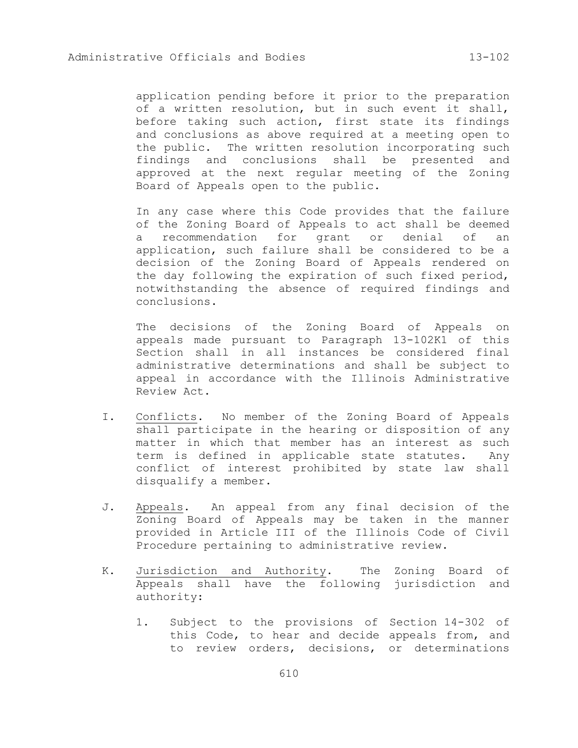application pending before it prior to the preparation of a written resolution, but in such event it shall, before taking such action, first state its findings and conclusions as above required at a meeting open to the public. The written resolution incorporating such findings and conclusions shall be presented and approved at the next regular meeting of the Zoning Board of Appeals open to the public.

In any case where this Code provides that the failure of the Zoning Board of Appeals to act shall be deemed a recommendation for grant or denial of an application, such failure shall be considered to be a decision of the Zoning Board of Appeals rendered on the day following the expiration of such fixed period, notwithstanding the absence of required findings and conclusions.

The decisions of the Zoning Board of Appeals on appeals made pursuant to Paragraph 13-102K1 of this Section shall in all instances be considered final administrative determinations and shall be subject to appeal in accordance with the Illinois Administrative Review Act.

I. Conflicts. No member of the Zoning Board of Appeals shall participate in the hearing or disposition of any matter in which that member has an interest as such term is defined in applicable state statutes. Any conflict of interest prohibited by state law shall disqualify a member.

J. Appeals. An appeal from any final decision of the Zoning Board of Appeals may be taken in the manner provided in Article III of the Illinois Code of Civil Procedure pertaining to administrative review.

K. Jurisdiction and Authority. The Zoning Board of Appeals shall have the following jurisdiction and authority:

1. Subject to the provisions of Section 14-302 of this Code, to hear and decide appeals from, and to review orders, decisions, or determinations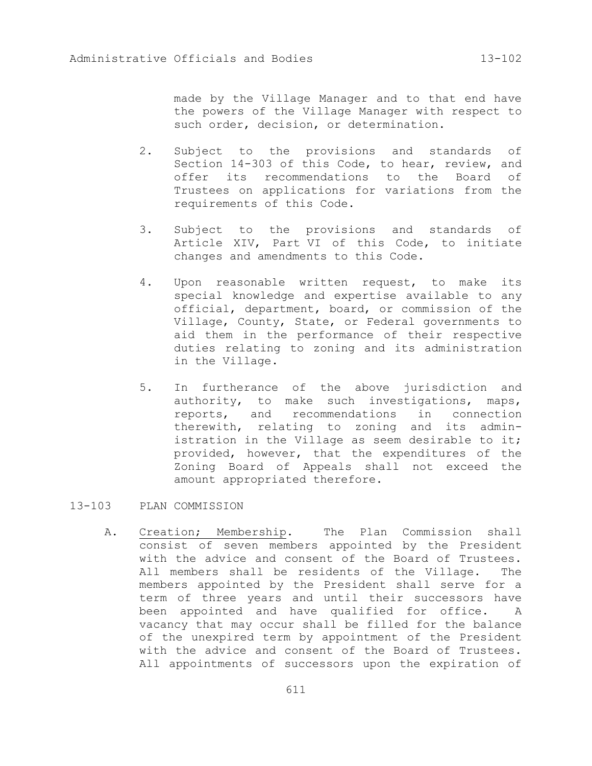made by the Village Manager and to that end have the powers of the Village Manager with respect to such order, decision, or determination.

2. Subject to the provisions and standards of Section 14-303 of this Code, to hear, review, and offer its recommendations to the Board of Trustees on applications for variations from the requirements of this Code.

3. Subject to the provisions and standards of Article XIV, Part VI of this Code, to initiate changes and amendments to this Code.

4. Upon reasonable written request, to make its special knowledge and expertise available to any official, department, board, or commission of the Village, County, State, or Federal governments to aid them in the performance of their respective duties relating to zoning and its administration in the Village.

5. In furtherance of the above jurisdiction and authority, to make such investigations, maps, reports, and recommendations in connection therewith, relating to zoning and its administration in the Village as seem desirable to it; provided, however, that the expenditures of the Zoning Board of Appeals shall not exceed the amount appropriated therefore.

## 13-103 PLAN COMMISSION

A. Creation; Membership. The Plan Commission shall consist of seven members appointed by the President with the advice and consent of the Board of Trustees. All members shall be residents of the Village. The members appointed by the President shall serve for a term of three years and until their successors have been appointed and have qualified for office. A vacancy that may occur shall be filled for the balance of the unexpired term by appointment of the President with the advice and consent of the Board of Trustees. All appointments of successors upon the expiration of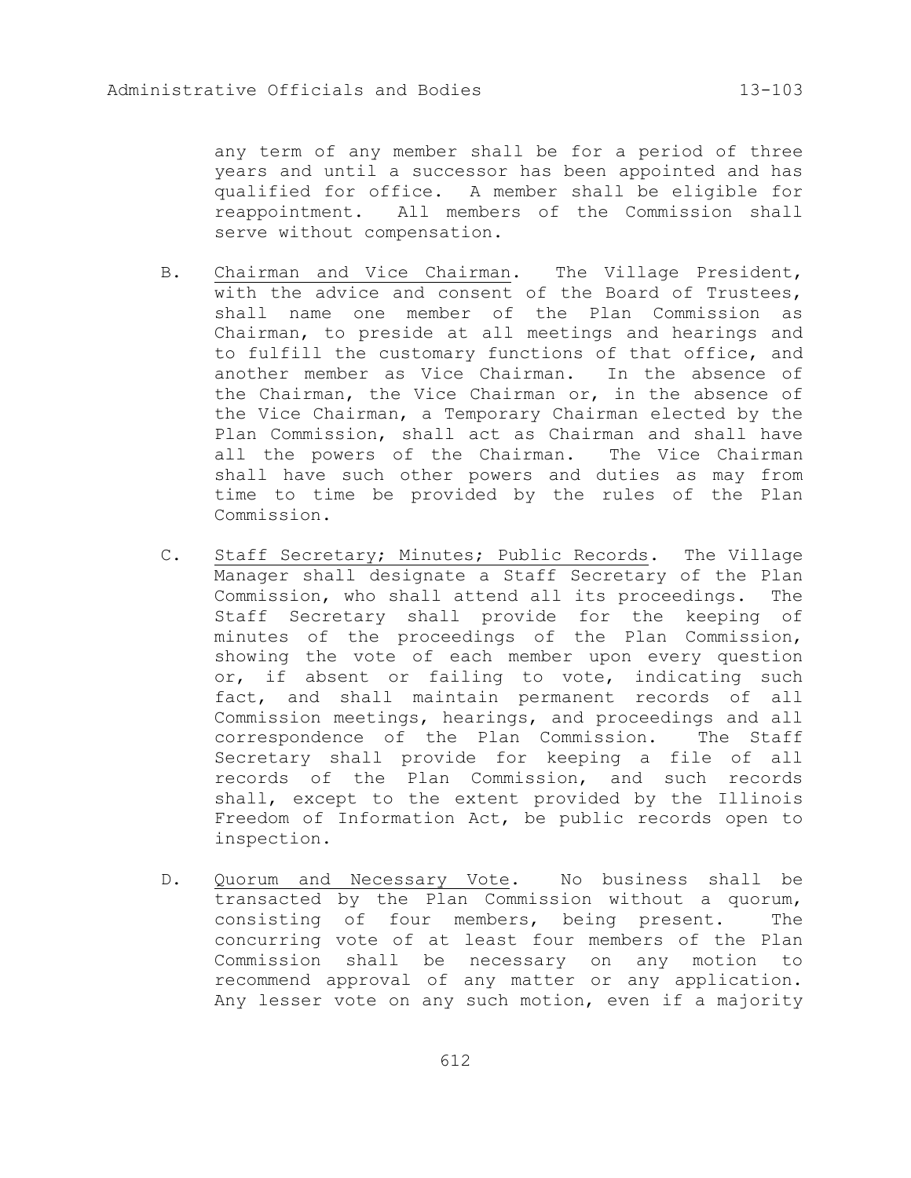any term of any member shall be for a period of three years and until a successor has been appointed and has qualified for office. A member shall be eligible for reappointment. All members of the Commission shall serve without compensation.

B. Chairman and Vice Chairman. The Village President, with the advice and consent of the Board of Trustees, shall name one member of the Plan Commission as Chairman, to preside at all meetings and hearings and to fulfill the customary functions of that office, and another member as Vice Chairman. In the absence of the Chairman, the Vice Chairman or, in the absence of the Vice Chairman, a Temporary Chairman elected by the Plan Commission, shall act as Chairman and shall have all the powers of the Chairman. The Vice Chairman shall have such other powers and duties as may from time to time be provided by the rules of the Plan Commission.

C. Staff Secretary; Minutes; Public Records. The Village Manager shall designate a Staff Secretary of the Plan Commission, who shall attend all its proceedings. The Staff Secretary shall provide for the keeping of minutes of the proceedings of the Plan Commission, showing the vote of each member upon every question or, if absent or failing to vote, indicating such fact, and shall maintain permanent records of all Commission meetings, hearings, and proceedings and all correspondence of the Plan Commission. The Staff Secretary shall provide for keeping a file of all records of the Plan Commission, and such records shall, except to the extent provided by the Illinois Freedom of Information Act, be public records open to inspection.

D. Quorum and Necessary Vote. No business shall be transacted by the Plan Commission without a quorum, consisting of four members, being present. The concurring vote of at least four members of the Plan Commission shall be necessary on any motion to recommend approval of any matter or any application. Any lesser vote on any such motion, even if a majority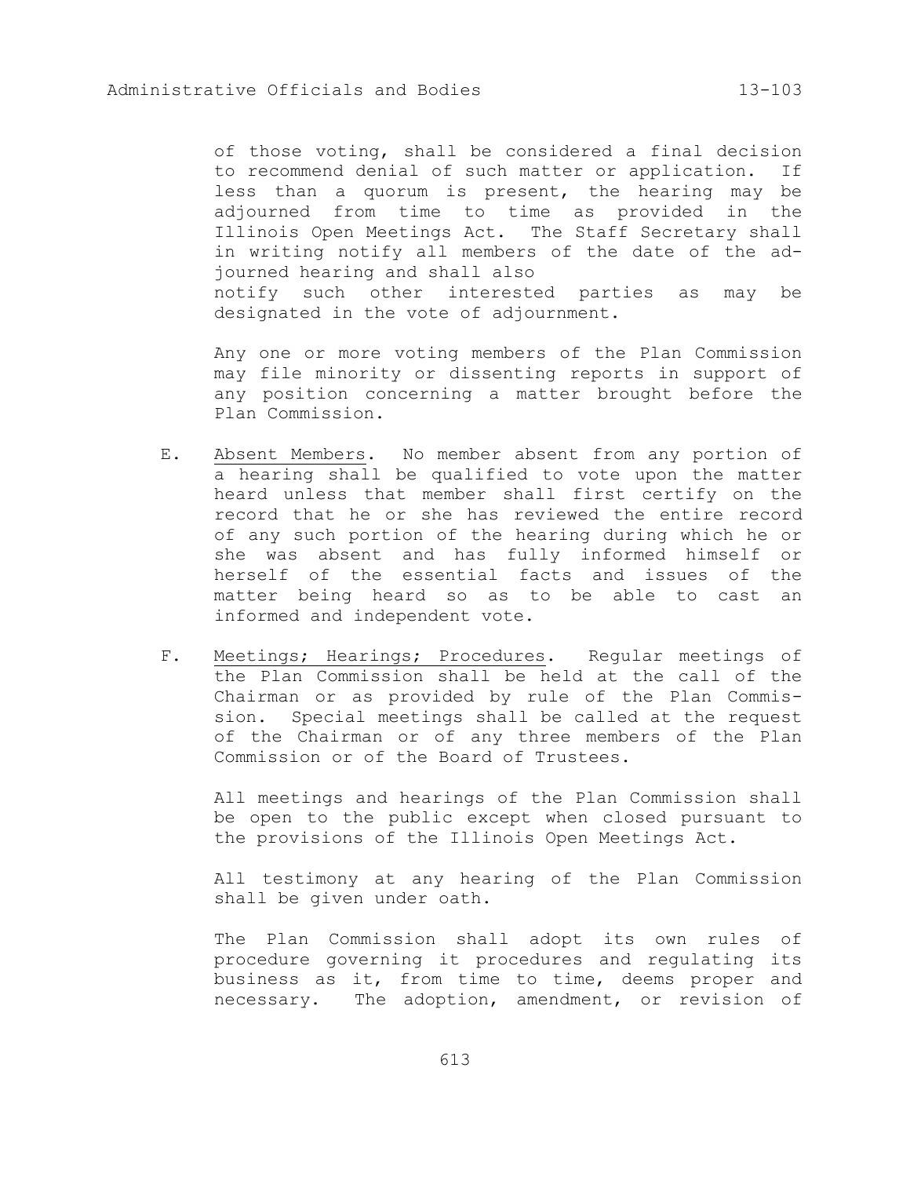of those voting, shall be considered a final decision to recommend denial of such matter or application. If less than a quorum is present, the hearing may be adjourned from time to time as provided in the Illinois Open Meetings Act. The Staff Secretary shall in writing notify all members of the date of the adjourned hearing and shall also notify such other interested parties as may be designated in the vote of adjournment.

Any one or more voting members of the Plan Commission may file minority or dissenting reports in support of any position concerning a matter brought before the Plan Commission.

E. Absent Members. No member absent from any portion of a hearing shall be qualified to vote upon the matter heard unless that member shall first certify on the record that he or she has reviewed the entire record of any such portion of the hearing during which he or she was absent and has fully informed himself or herself of the essential facts and issues of the matter being heard so as to be able to cast an informed and independent vote.

F. Meetings; Hearings; Procedures. Regular meetings of the Plan Commission shall be held at the call of the Chairman or as provided by rule of the Plan Commission. Special meetings shall be called at the request of the Chairman or of any three members of the Plan Commission or of the Board of Trustees.

All meetings and hearings of the Plan Commission shall be open to the public except when closed pursuant to the provisions of the Illinois Open Meetings Act.

All testimony at any hearing of the Plan Commission shall be given under oath.

The Plan Commission shall adopt its own rules of procedure governing it procedures and regulating its business as it, from time to time, deems proper and necessary. The adoption, amendment, or revision of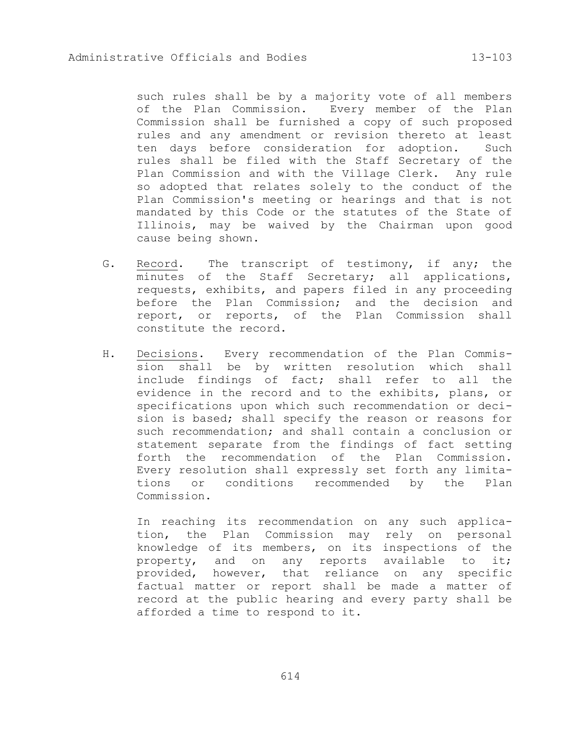such rules shall be by a majority vote of all members of the Plan Commission. Every member of the Plan Commission shall be furnished a copy of such proposed rules and any amendment or revision thereto at least ten days before consideration for adoption. Such rules shall be filed with the Staff Secretary of the Plan Commission and with the Village Clerk. Any rule so adopted that relates solely to the conduct of the Plan Commission's meeting or hearings and that is not mandated by this Code or the statutes of the State of Illinois, may be waived by the Chairman upon good cause being shown.

G. Record. The transcript of testimony, if any; the minutes of the Staff Secretary; all applications, requests, exhibits, and papers filed in any proceeding before the Plan Commission; and the decision and report, or reports, of the Plan Commission shall constitute the record.

H. Decisions. Every recommendation of the Plan Commission shall be by written resolution which shall include findings of fact; shall refer to all the evidence in the record and to the exhibits, plans, or specifications upon which such recommendation or decision is based; shall specify the reason or reasons for such recommendation; and shall contain a conclusion or statement separate from the findings of fact setting forth the recommendation of the Plan Commission. Every resolution shall expressly set forth any limitations or conditions recommended by the Plan Commission.

   In reaching its recommendation on any such application, the Plan Commission may rely on personal knowledge of its members, on its inspections of the property, and on any reports available to it; provided, however, that reliance on any specific factual matter or report shall be made a matter of record at the public hearing and every party shall be afforded a time to respond to it.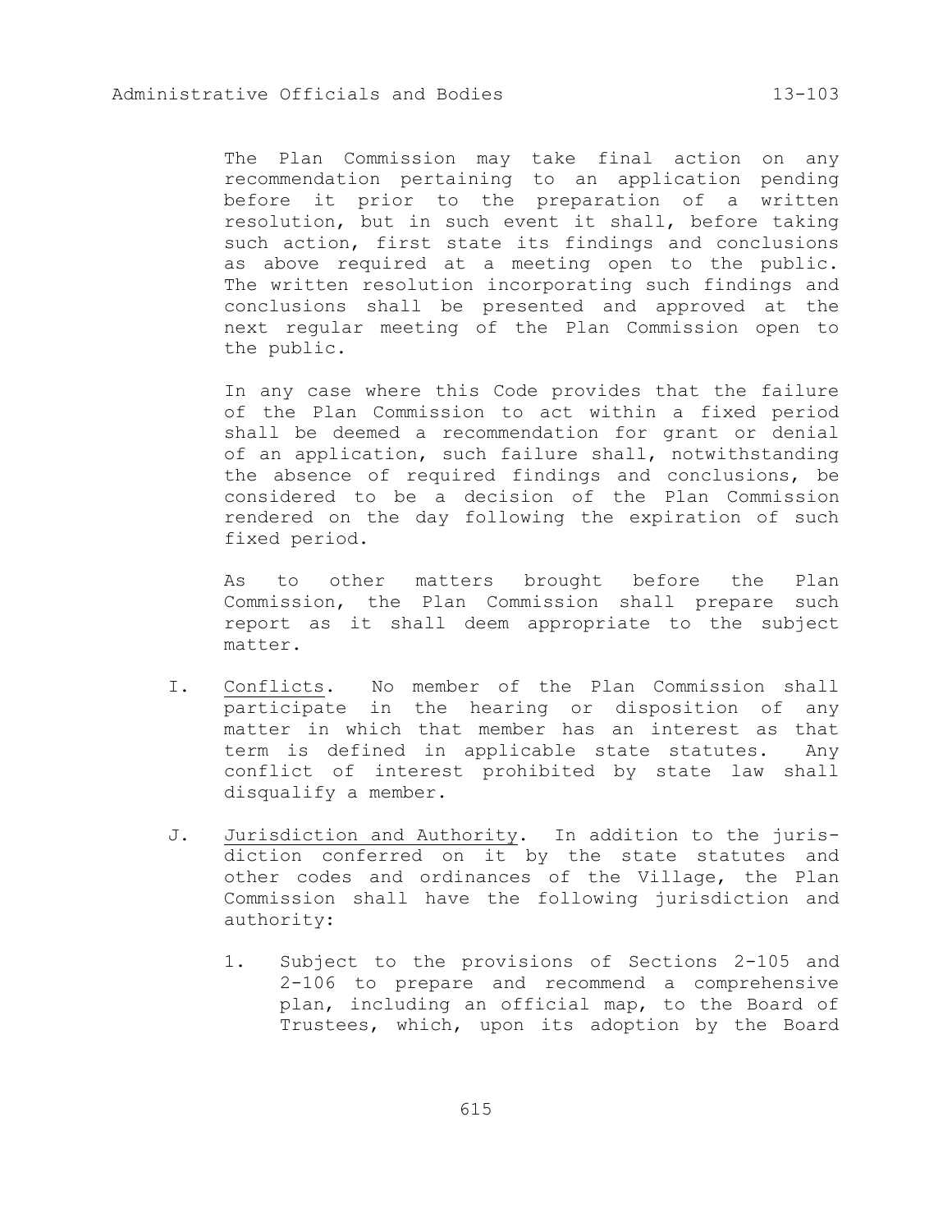The Plan Commission may take final action on any recommendation pertaining to an application pending before it prior to the preparation of a written resolution, but in such event it shall, before taking such action, first state its findings and conclusions as above required at a meeting open to the public. The written resolution incorporating such findings and conclusions shall be presented and approved at the next regular meeting of the Plan Commission open to the public.

In any case where this Code provides that the failure of the Plan Commission to act within a fixed period shall be deemed a recommendation for grant or denial of an application, such failure shall, notwithstanding the absence of required findings and conclusions, be considered to be a decision of the Plan Commission rendered on the day following the expiration of such fixed period.

As to other matters brought before the Plan Commission, the Plan Commission shall prepare such report as it shall deem appropriate to the subject matter.

I. Conflicts. No member of the Plan Commission shall participate in the hearing or disposition of any matter in which that member has an interest as that term is defined in applicable state statutes. Any conflict of interest prohibited by state law shall disqualify a member.

J. Jurisdiction and Authority. In addition to the jurisdiction conferred on it by the state statutes and other codes and ordinances of the Village, the Plan Commission shall have the following jurisdiction and authority:

   1. Subject to the provisions of Sections 2-105 and 2-106 to prepare and recommend a comprehensive plan, including an official map, to the Board of Trustees, which, upon its adoption by the Board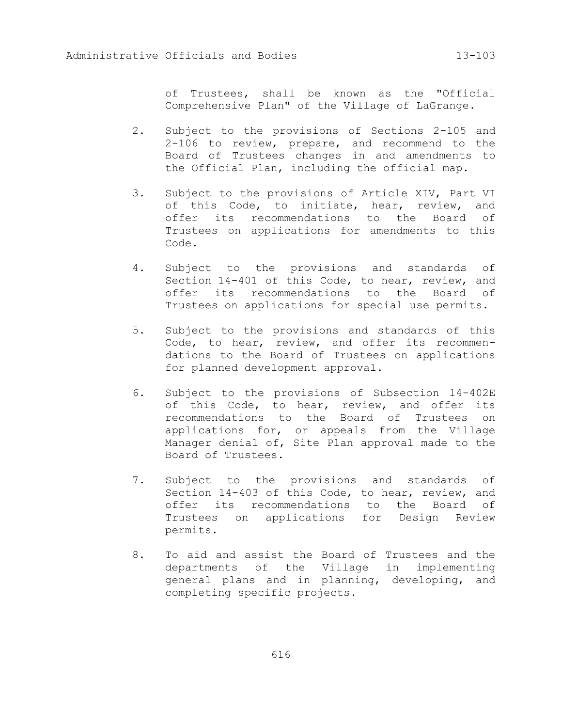of Trustees, shall be known as the "Official Comprehensive Plan" of the Village of LaGrange.

2. Subject to the provisions of Sections 2-105 and 2-106 to review, prepare, and recommend to the Board of Trustees changes in and amendments to the Official Plan, including the official map.

3. Subject to the provisions of Article XIV, Part VI of this Code, to initiate, hear, review, and offer its recommendations to the Board of Trustees on applications for amendments to this Code.

4. Subject to the provisions and standards of Section 14-401 of this Code, to hear, review, and offer its recommendations to the Board of Trustees on applications for special use permits.

5. Subject to the provisions and standards of this Code, to hear, review, and offer its recommendations to the Board of Trustees on applications for planned development approval.

6. Subject to the provisions of Subsection 14-402E of this Code, to hear, review, and offer its recommendations to the Board of Trustees on applications for, or appeals from the Village Manager denial of, Site Plan approval made to the Board of Trustees.

7. Subject to the provisions and standards of Section 14-403 of this Code, to hear, review, and offer its recommendations to the Board of Trustees on applications for Design Review permits.

8. To aid and assist the Board of Trustees and the departments of the Village in implementing general plans and in planning, developing, and completing specific projects.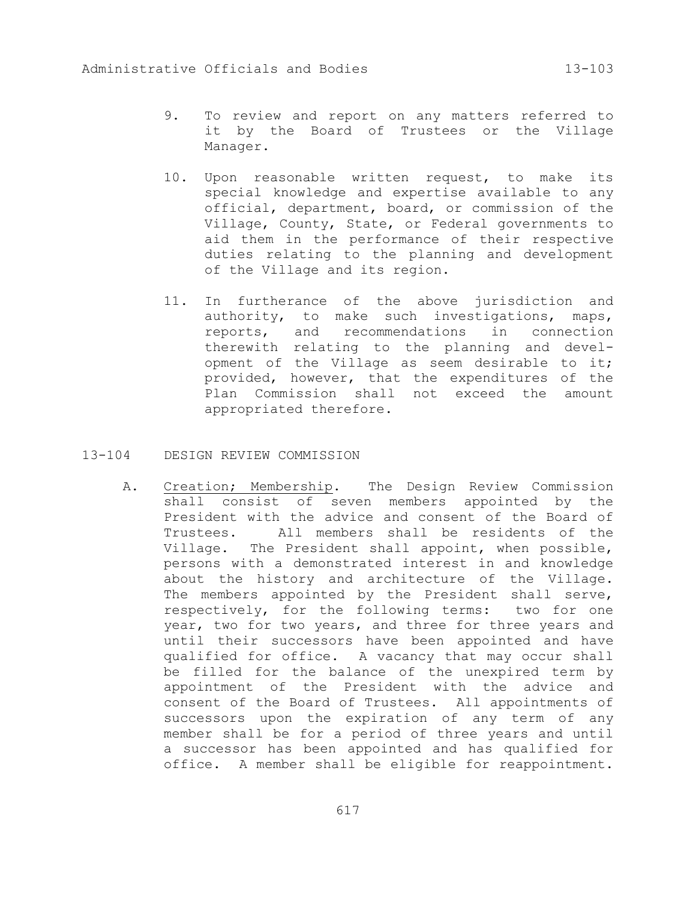9. To review and report on any matters referred to it by the Board of Trustees or the Village Manager.

10. Upon reasonable written request, to make its special knowledge and expertise available to any official, department, board, or commission of the Village, County, State, or Federal governments to aid them in the performance of their respective duties relating to the planning and development of the Village and its region.

11. In furtherance of the above jurisdiction and authority, to make such investigations, maps, reports, and recommendations in connection therewith relating to the planning and development of the Village as seem desirable to it; provided, however, that the expenditures of the Plan Commission shall not exceed the amount appropriated therefore.

## 13-104 DESIGN REVIEW COMMISSION

A. Creation; Membership. The Design Review Commission shall consist of seven members appointed by the President with the advice and consent of the Board of Trustees. All members shall be residents of the Village. The President shall appoint, when possible, persons with a demonstrated interest in and knowledge about the history and architecture of the Village. The members appointed by the President shall serve, respectively, for the following terms: two for one year, two for two years, and three for three years and until their successors have been appointed and have qualified for office. A vacancy that may occur shall be filled for the balance of the unexpired term by appointment of the President with the advice and consent of the Board of Trustees. All appointments of successors upon the expiration of any term of any member shall be for a period of three years and until a successor has been appointed and has qualified for office. A member shall be eligible for reappointment.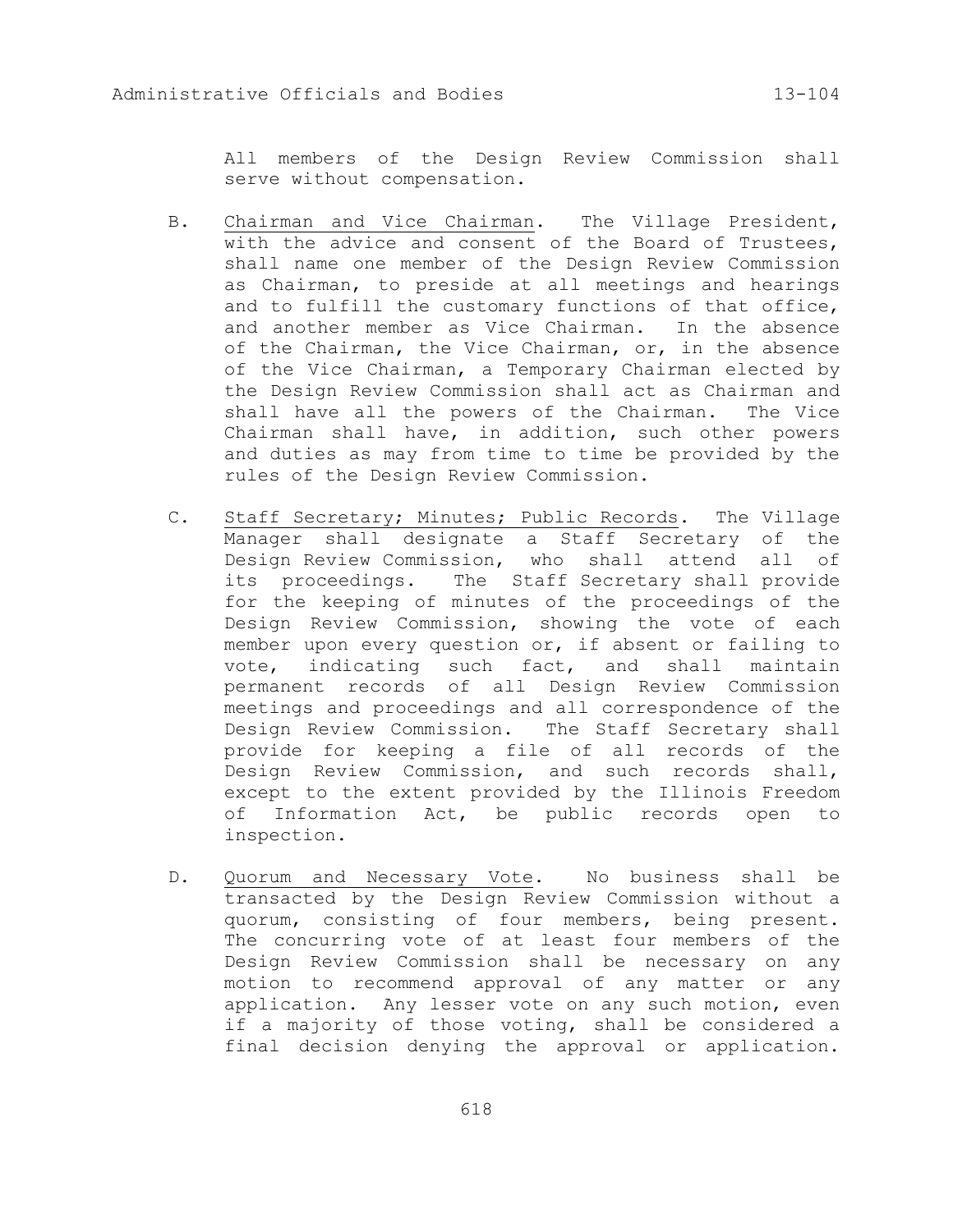All members of the Design Review Commission shall serve without compensation.

B. Chairman and Vice Chairman. The Village President, with the advice and consent of the Board of Trustees, shall name one member of the Design Review Commission as Chairman, to preside at all meetings and hearings and to fulfill the customary functions of that office, and another member as Vice Chairman. In the absence of the Chairman, the Vice Chairman, or, in the absence of the Vice Chairman, a Temporary Chairman elected by the Design Review Commission shall act as Chairman and shall have all the powers of the Chairman. The Vice Chairman shall have, in addition, such other powers and duties as may from time to time be provided by the rules of the Design Review Commission.

C. Staff Secretary; Minutes; Public Records. The Village Manager shall designate a Staff Secretary of the Design Review Commission, who shall attend all of its proceedings. The Staff Secretary shall provide for the keeping of minutes of the proceedings of the Design Review Commission, showing the vote of each member upon every question or, if absent or failing to vote, indicating such fact, and shall maintain permanent records of all Design Review Commission meetings and proceedings and all correspondence of the Design Review Commission. The Staff Secretary shall provide for keeping a file of all records of the Design Review Commission, and such records shall, except to the extent provided by the Illinois Freedom of Information Act, be public records open to inspection.

D. Quorum and Necessary Vote. No business shall be transacted by the Design Review Commission without a quorum, consisting of four members, being present. The concurring vote of at least four members of the Design Review Commission shall be necessary on any motion to recommend approval of any matter or any application. Any lesser vote on any such motion, even if a majority of those voting, shall be considered a final decision denying the approval or application.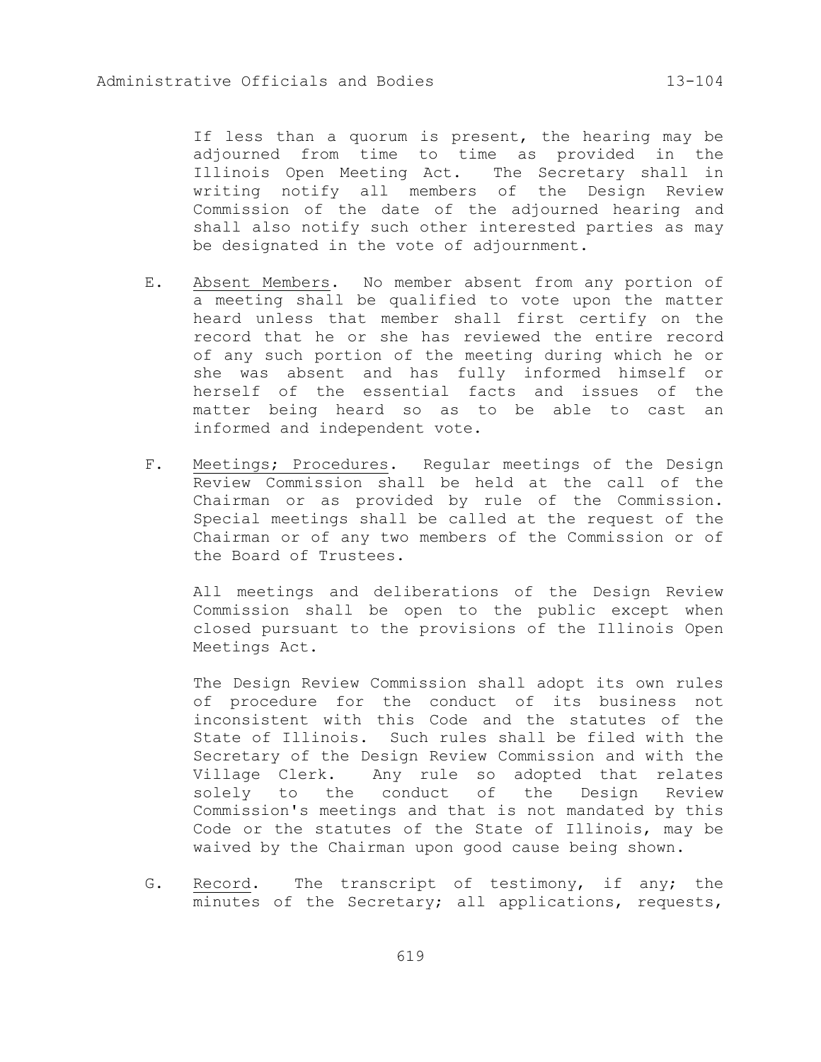If less than a quorum is present, the hearing may be adjourned from time to time as provided in the Illinois Open Meeting Act. The Secretary shall in writing notify all members of the Design Review Commission of the date of the adjourned hearing and shall also notify such other interested parties as may be designated in the vote of adjournment.

E. Absent Members. No member absent from any portion of a meeting shall be qualified to vote upon the matter heard unless that member shall first certify on the record that he or she has reviewed the entire record of any such portion of the meeting during which he or she was absent and has fully informed himself or herself of the essential facts and issues of the matter being heard so as to be able to cast an informed and independent vote.

F. Meetings; Procedures. Regular meetings of the Design Review Commission shall be held at the call of the Chairman or as provided by rule of the Commission. Special meetings shall be called at the request of the Chairman or of any two members of the Commission or of the Board of Trustees.

All meetings and deliberations of the Design Review Commission shall be open to the public except when closed pursuant to the provisions of the Illinois Open Meetings Act.

The Design Review Commission shall adopt its own rules of procedure for the conduct of its business not inconsistent with this Code and the statutes of the State of Illinois. Such rules shall be filed with the Secretary of the Design Review Commission and with the Village Clerk. Any rule so adopted that relates solely to the conduct of the Design Review Commission's meetings and that is not mandated by this Code or the statutes of the State of Illinois, may be waived by the Chairman upon good cause being shown.

G. Record. The transcript of testimony, if any; the minutes of the Secretary; all applications, requests,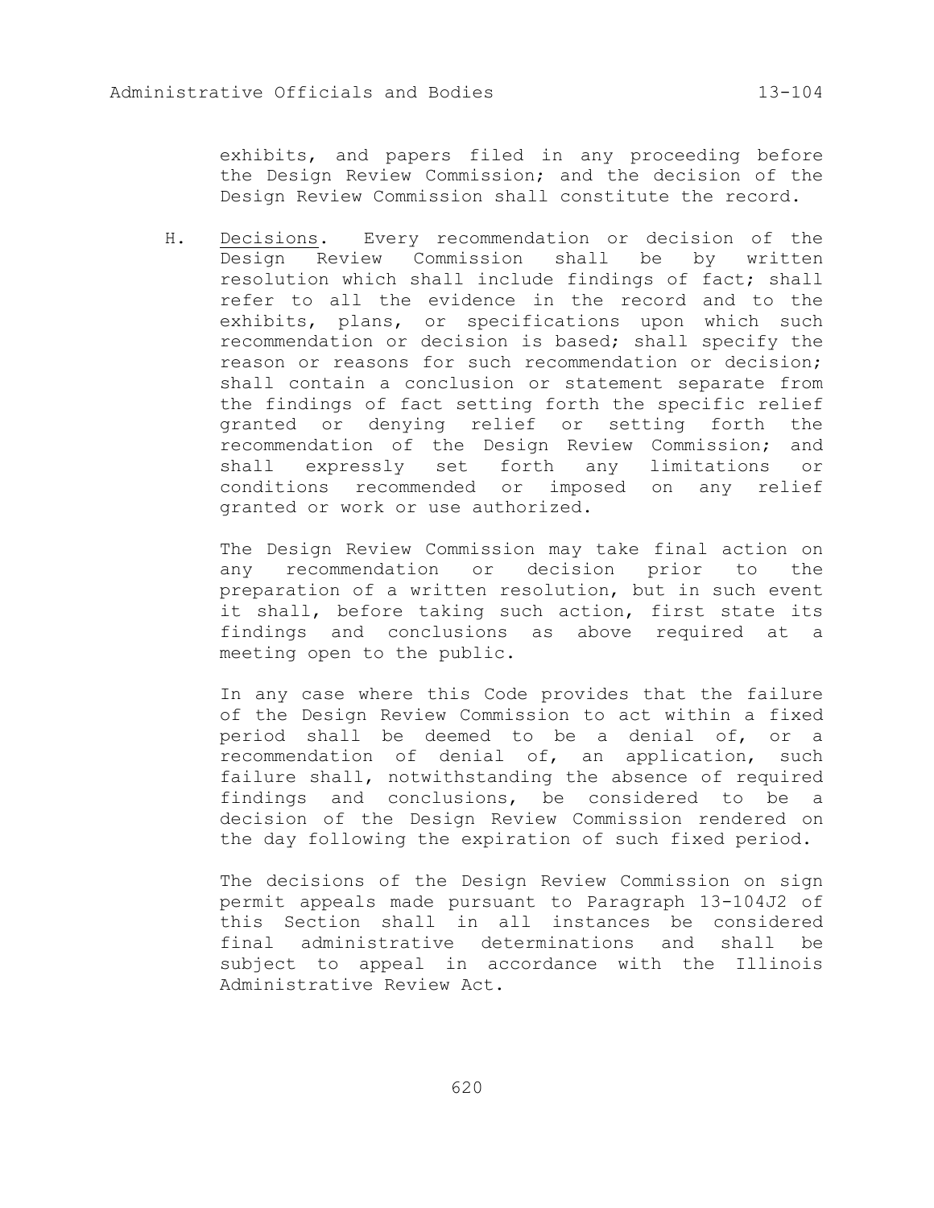exhibits, and papers filed in any proceeding before the Design Review Commission; and the decision of the Design Review Commission shall constitute the record.

H. Decisions. Every recommendation or decision of the Design Review Commission shall be by written resolution which shall include findings of fact; shall refer to all the evidence in the record and to the exhibits, plans, or specifications upon which such recommendation or decision is based; shall specify the reason or reasons for such recommendation or decision; shall contain a conclusion or statement separate from the findings of fact setting forth the specific relief granted or denying relief or setting forth the recommendation of the Design Review Commission; and shall expressly set forth any limitations or conditions recommended or imposed on any relief granted or work or use authorized.

   The Design Review Commission may take final action on any recommendation or decision prior to the preparation of a written resolution, but in such event it shall, before taking such action, first state its findings and conclusions as above required at a meeting open to the public.

   In any case where this Code provides that the failure of the Design Review Commission to act within a fixed period shall be deemed to be a denial of, or a recommendation of denial of, an application, such failure shall, notwithstanding the absence of required findings and conclusions, be considered to be a decision of the Design Review Commission rendered on the day following the expiration of such fixed period.

   The decisions of the Design Review Commission on sign permit appeals made pursuant to Paragraph 13-104J2 of this Section shall in all instances be considered final administrative determinations and shall be subject to appeal in accordance with the Illinois Administrative Review Act.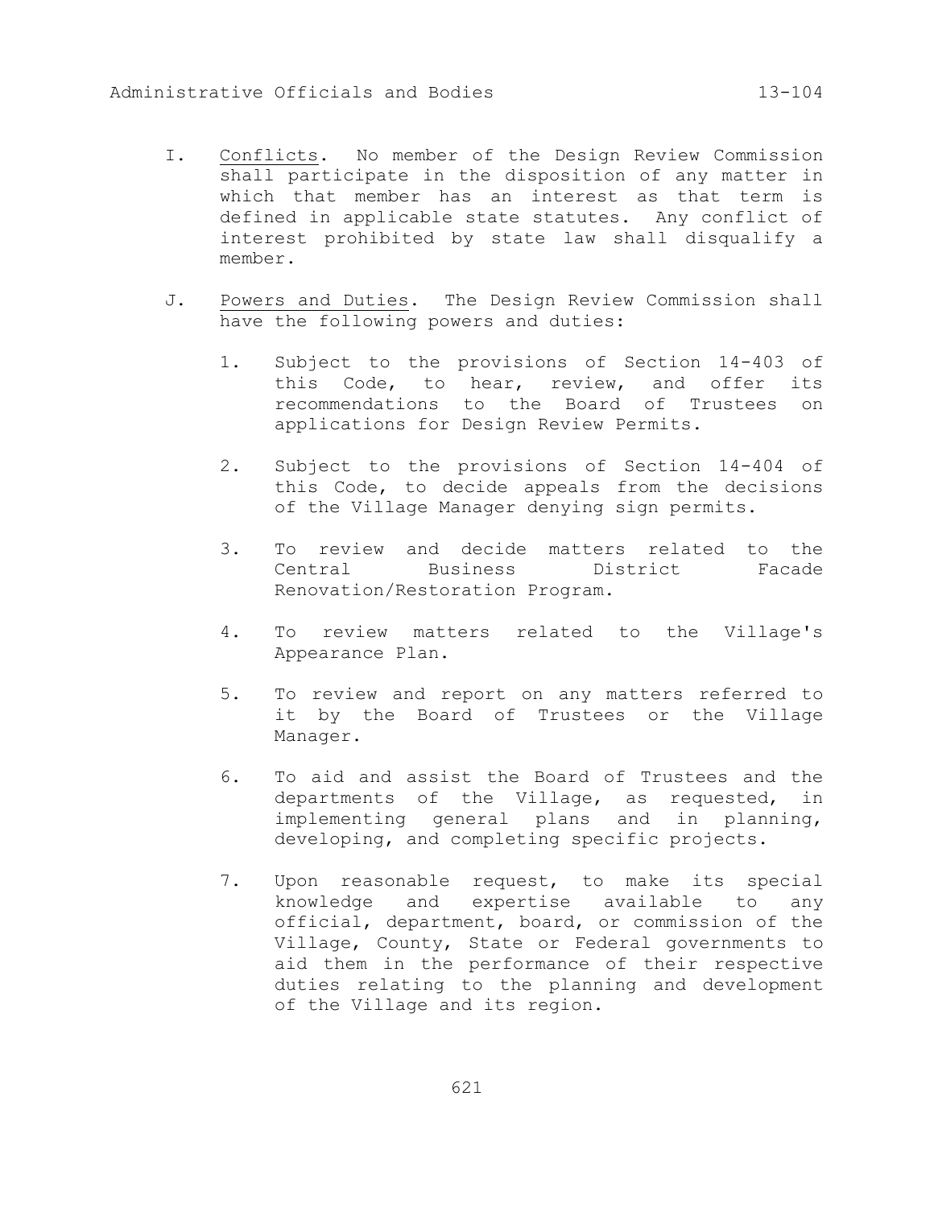I. Conflicts. No member of the Design Review Commission shall participate in the disposition of any matter in which that member has an interest as that term is defined in applicable state statutes. Any conflict of interest prohibited by state law shall disqualify a member.

J. Powers and Duties. The Design Review Commission shall have the following powers and duties:

1. Subject to the provisions of Section 14-403 of this Code, to hear, review, and offer its recommendations to the Board of Trustees on applications for Design Review Permits.

2. Subject to the provisions of Section 14-404 of this Code, to decide appeals from the decisions of the Village Manager denying sign permits.

3. To review and decide matters related to the Central Business District Facade Renovation/Restoration Program.

4. To review matters related to the Village's Appearance Plan.

5. To review and report on any matters referred to it by the Board of Trustees or the Village Manager.

6. To aid and assist the Board of Trustees and the departments of the Village, as requested, in implementing general plans and in planning, developing, and completing specific projects.

7. Upon reasonable request, to make its special knowledge and expertise available to any official, department, board, or commission of the Village, County, State or Federal governments to aid them in the performance of their respective duties relating to the planning and development of the Village and its region.